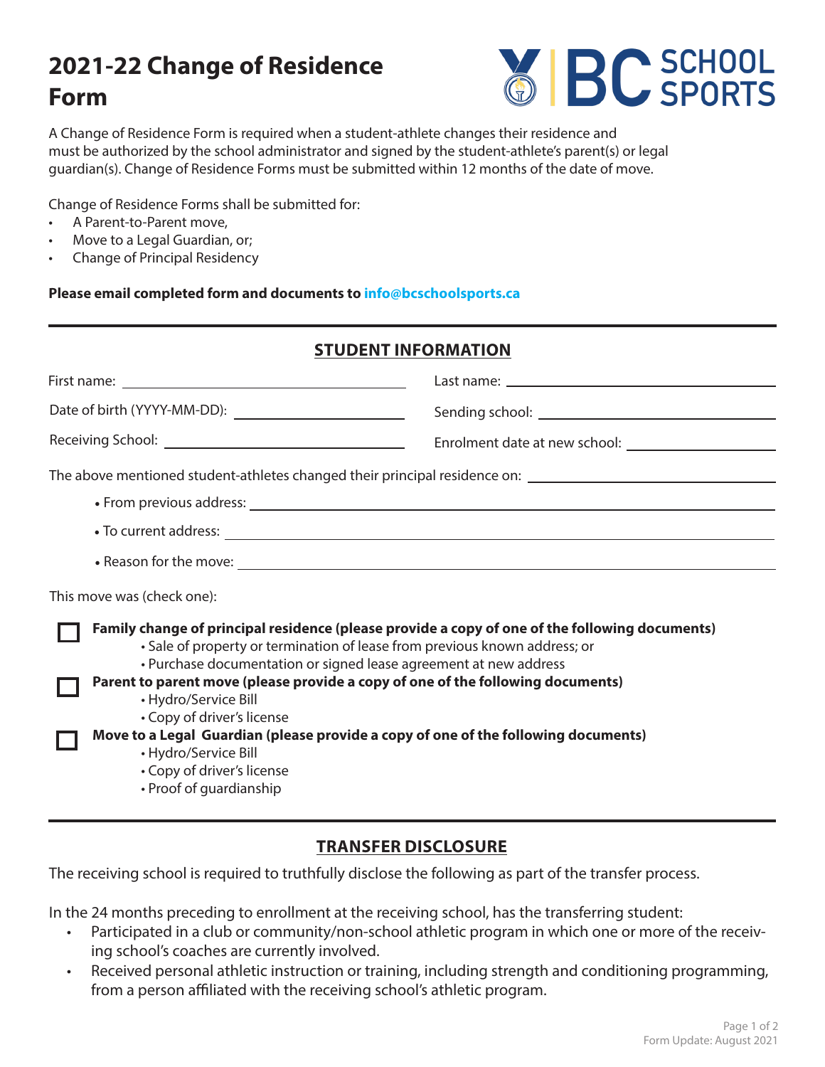# 2021-22 Change of Residence Form

A Change of Residence Form is required when a student-athlete changes their residence and must be authorized by the school administrator and signed by the student-athlete's parent(s) or legal guardian(s). Change of Residence Forms must be submitted within 12 months of the date of move.

Change of Residence Forms shall be submitted for:

- A Parent-to-Parent move,
- Move to a Legal Guardian, or;
- Change of Principal Residency

**Please email completed form and documents to info@bcschoolsports.ca**

## STUDENT INFORMATION

First name: ______________________ Last name: ______________________

Date of birth (YYYY-MM-DD): ______________________ Sending school: ______________________

Receiving School: ______________________ Enrolment date at new school: ______________________

The above mentioned student-athletes changed their principal residence on: ______________________

- From previous address: ______________________
- To current address: ______________________
- Reason for the move: ______________________

This move was (check one):

☐ **Family change of principal residence (please provide a copy of one of the following documents)**
- Sale of property or termination of lease from previous known address; or
- Purchase documentation or signed lease agreement at new address

☐ **Parent to parent move (please provide a copy of one of the following documents)**
- Hydro/Service Bill
- Copy of driver's license

☐ **Move to a Legal Guardian (please provide a copy of one of the following documents)**
- Hydro/Service Bill
- Copy of driver's license
- Proof of guardianship

## TRANSFER DISCLOSURE

The receiving school is required to truthfully disclose the following as part of the transfer process.

In the 24 months preceding to enrollment at the receiving school, has the transferring student:

- Participated in a club or community/non-school athletic program in which one or more of the receiving school's coaches are currently involved.
- Received personal athletic instruction or training, including strength and conditioning programming, from a person affiliated with the receiving school's athletic program.

Form Update: August 2021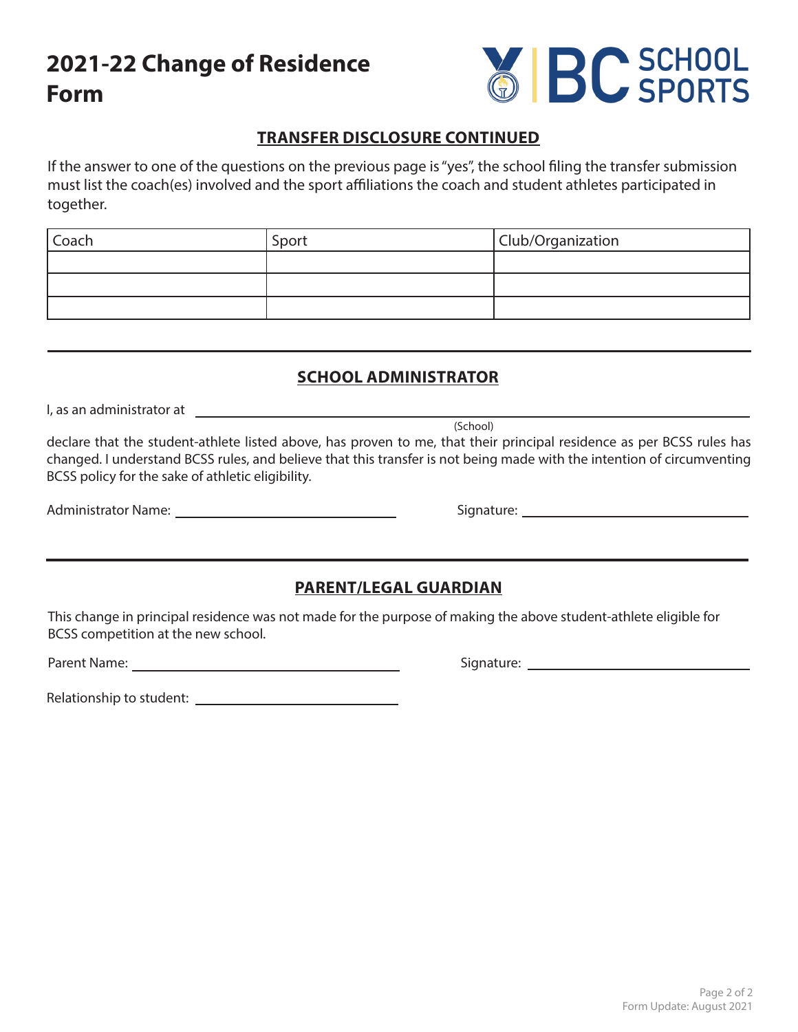# 2021-22 Change of Residence Form

BC SCHOOL SPORTS

## TRANSFER DISCLOSURE CONTINUED

If the answer to one of the questions on the previous page is "yes", the school filing the transfer submission must list the coach(es) involved and the sport affiliations the coach and student athletes participated in together.

| Coach | Sport | Club/Organization |
|---|---|---|
| | | |
| | | |
| | | |

## SCHOOL ADMINISTRATOR

I, as an administrator at ______________________________
(School)

declare that the student-athlete listed above, has proven to me, that their principal residence as per BCSS rules has changed. I understand BCSS rules, and believe that this transfer is not being made with the intention of circumventing BCSS policy for the sake of athletic eligibility.

Administrator Name: ______________________________ Signature: ______________________________

## PARENT/LEGAL GUARDIAN

This change in principal residence was not made for the purpose of making the above student-athlete eligible for BCSS competition at the new school.

Parent Name: ______________________________ Signature: ______________________________

Relationship to student: ______________________________

Form Update: August 2021